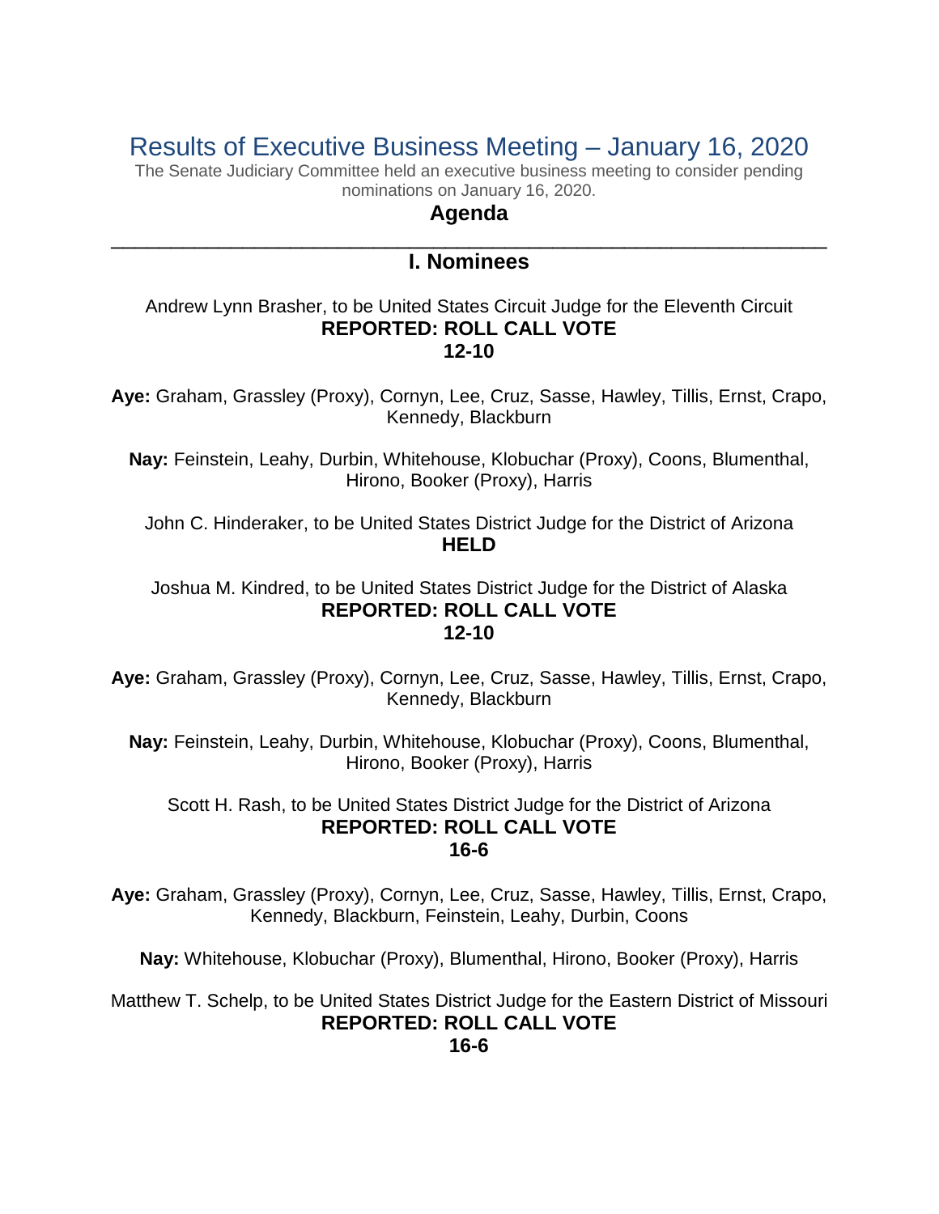# Results of Executive Business Meeting – January 16, 2020

The Senate Judiciary Committee held an executive business meeting to consider pending nominations on January 16, 2020.

## Agenda

---

## I. Nominees

Andrew Lynn Brasher, to be United States Circuit Judge for the Eleventh Circuit
**REPORTED: ROLL CALL VOTE**
**12-10**

**Aye:** Graham, Grassley (Proxy), Cornyn, Lee, Cruz, Sasse, Hawley, Tillis, Ernst, Crapo, Kennedy, Blackburn

**Nay:** Feinstein, Leahy, Durbin, Whitehouse, Klobuchar (Proxy), Coons, Blumenthal, Hirono, Booker (Proxy), Harris

John C. Hinderaker, to be United States District Judge for the District of Arizona
**HELD**

Joshua M. Kindred, to be United States District Judge for the District of Alaska
**REPORTED: ROLL CALL VOTE**
**12-10**

**Aye:** Graham, Grassley (Proxy), Cornyn, Lee, Cruz, Sasse, Hawley, Tillis, Ernst, Crapo, Kennedy, Blackburn

**Nay:** Feinstein, Leahy, Durbin, Whitehouse, Klobuchar (Proxy), Coons, Blumenthal, Hirono, Booker (Proxy), Harris

Scott H. Rash, to be United States District Judge for the District of Arizona
**REPORTED: ROLL CALL VOTE**
**16-6**

**Aye:** Graham, Grassley (Proxy), Cornyn, Lee, Cruz, Sasse, Hawley, Tillis, Ernst, Crapo, Kennedy, Blackburn, Feinstein, Leahy, Durbin, Coons

**Nay:** Whitehouse, Klobuchar (Proxy), Blumenthal, Hirono, Booker (Proxy), Harris

Matthew T. Schelp, to be United States District Judge for the Eastern District of Missouri
**REPORTED: ROLL CALL VOTE**
**16-6**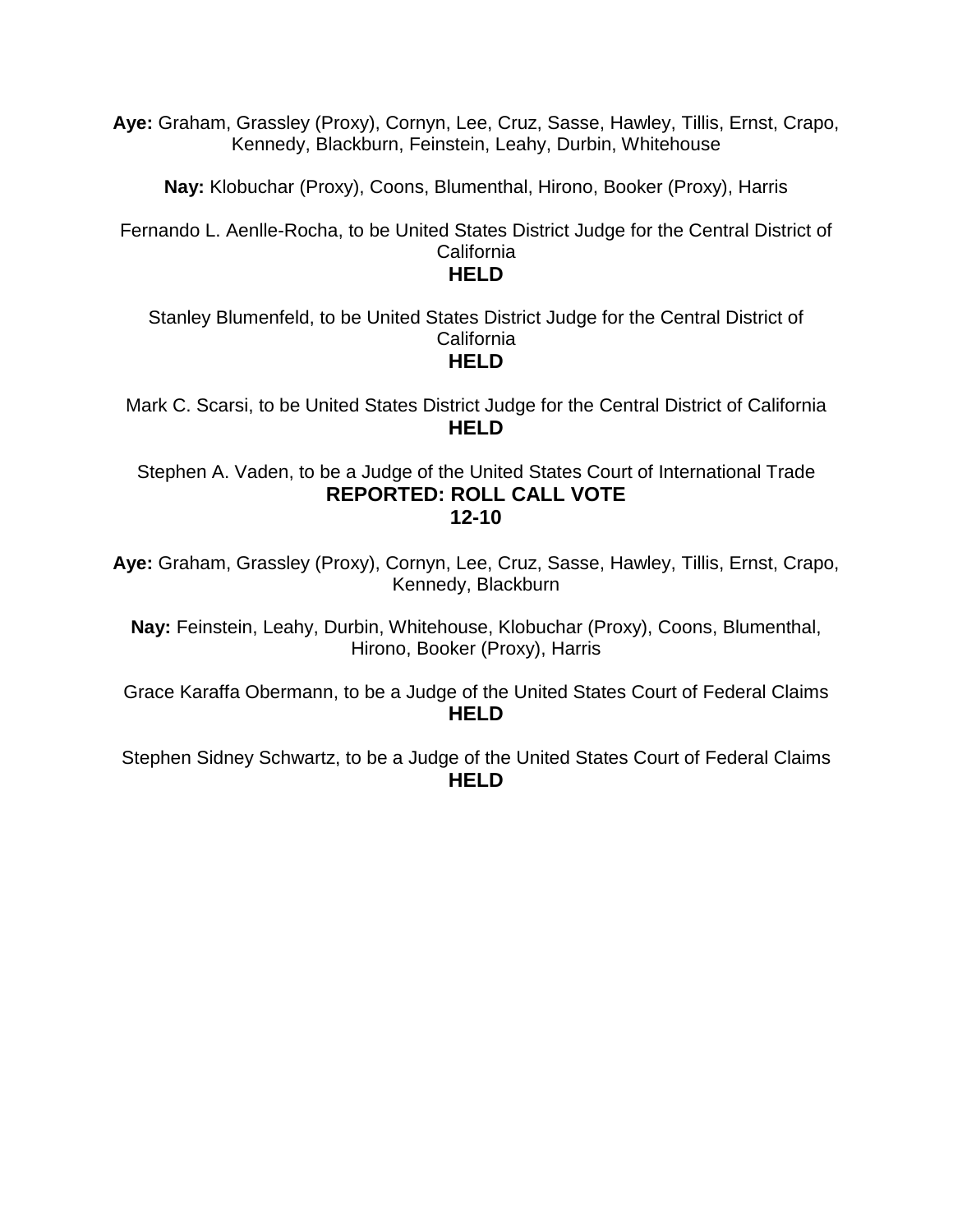**Aye:** Graham, Grassley (Proxy), Cornyn, Lee, Cruz, Sasse, Hawley, Tillis, Ernst, Crapo, Kennedy, Blackburn, Feinstein, Leahy, Durbin, Whitehouse

**Nay:** Klobuchar (Proxy), Coons, Blumenthal, Hirono, Booker (Proxy), Harris

Fernando L. Aenlle-Rocha, to be United States District Judge for the Central District of California
**HELD**

Stanley Blumenfeld, to be United States District Judge for the Central District of California
**HELD**

Mark C. Scarsi, to be United States District Judge for the Central District of California
**HELD**

Stephen A. Vaden, to be a Judge of the United States Court of International Trade
**REPORTED: ROLL CALL VOTE**
**12-10**

**Aye:** Graham, Grassley (Proxy), Cornyn, Lee, Cruz, Sasse, Hawley, Tillis, Ernst, Crapo, Kennedy, Blackburn

**Nay:** Feinstein, Leahy, Durbin, Whitehouse, Klobuchar (Proxy), Coons, Blumenthal, Hirono, Booker (Proxy), Harris

Grace Karaffa Obermann, to be a Judge of the United States Court of Federal Claims
**HELD**

Stephen Sidney Schwartz, to be a Judge of the United States Court of Federal Claims
**HELD**